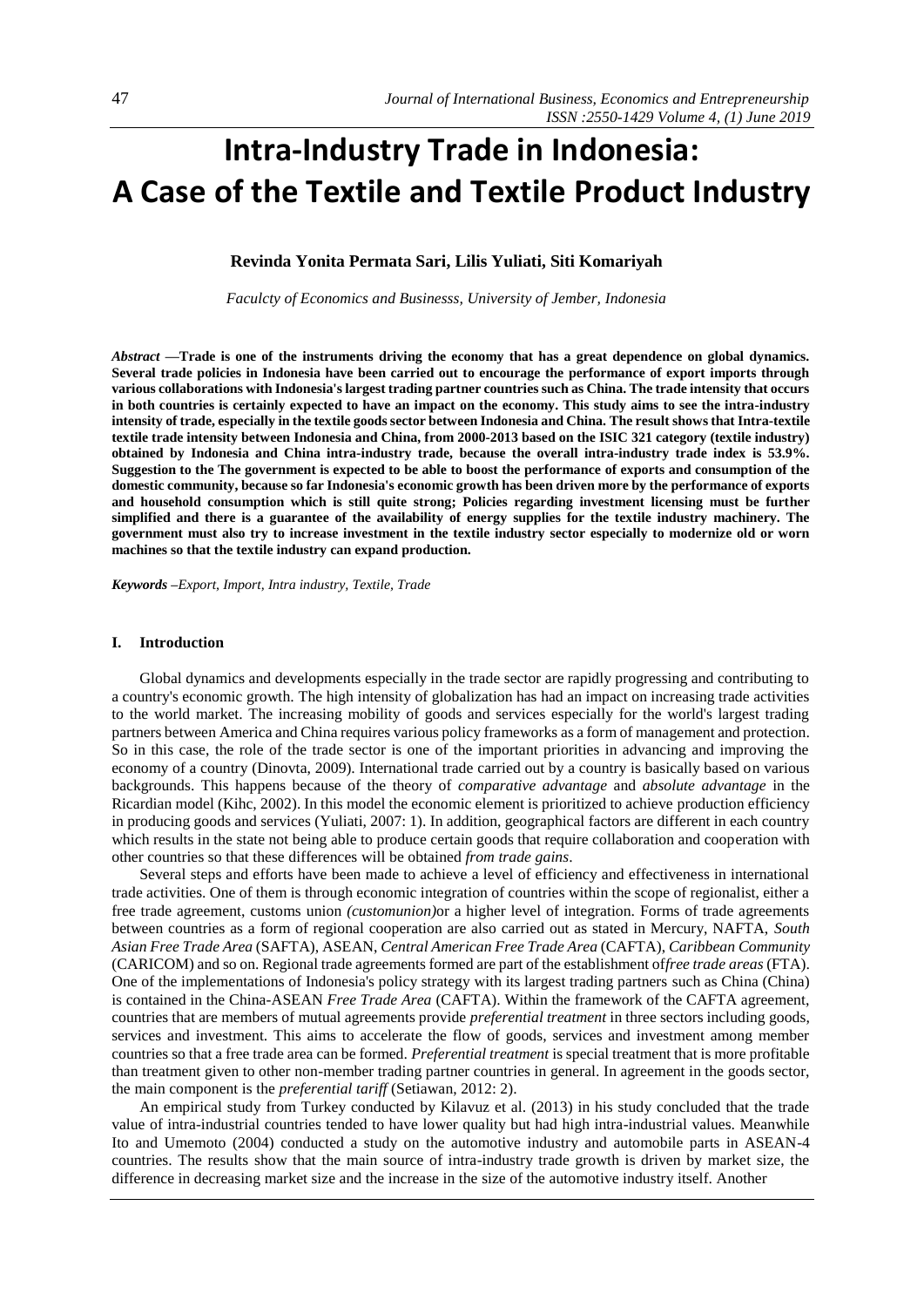# Intra-Industry Trade in Indonesia: A Case of the Textile and Textile Product Industry

**Revinda Yonita Permata Sari, Lilis Yuliati, Siti Komariyah**

*Faculcty of Economics and Businesss, University of Jember, Indonesia*

***Abstract* —Trade is one of the instruments driving the economy that has a great dependence on global dynamics. Several trade policies in Indonesia have been carried out to encourage the performance of export imports through various collaborations with Indonesia's largest trading partner countries such as China. The trade intensity that occurs in both countries is certainly expected to have an impact on the economy. This study aims to see the intra-industry intensity of trade, especially in the textile goods sector between Indonesia and China. The result shows that Intra-textile textile trade intensity between Indonesia and China, from 2000-2013 based on the ISIC 321 category (textile industry) obtained by Indonesia and China intra-industry trade, because the overall intra-industry trade index is 53.9%. Suggestion to the The government is expected to be able to boost the performance of exports and consumption of the domestic community, because so far Indonesia's economic growth has been driven more by the performance of exports and household consumption which is still quite strong; Policies regarding investment licensing must be further simplified and there is a guarantee of the availability of energy supplies for the textile industry machinery. The government must also try to increase investment in the textile industry sector especially to modernize old or worn machines so that the textile industry can expand production.**

***Keywords*** *–Export, Import, Intra industry, Textile, Trade*

## I. Introduction

Global dynamics and developments especially in the trade sector are rapidly progressing and contributing to a country's economic growth. The high intensity of globalization has had an impact on increasing trade activities to the world market. The increasing mobility of goods and services especially for the world's largest trading partners between America and China requires various policy frameworks as a form of management and protection. So in this case, the role of the trade sector is one of the important priorities in advancing and improving the economy of a country (Dinovta, 2009). International trade carried out by a country is basically based on various backgrounds. This happens because of the theory of *comparative advantage* and *absolute advantage* in the Ricardian model (Kihc, 2002). In this model the economic element is prioritized to achieve production efficiency in producing goods and services (Yuliati, 2007: 1). In addition, geographical factors are different in each country which results in the state not being able to produce certain goods that require collaboration and cooperation with other countries so that these differences will be obtained *from trade gains*.

Several steps and efforts have been made to achieve a level of efficiency and effectiveness in international trade activities. One of them is through economic integration of countries within the scope of regionalist, either a free trade agreement, customs union *(customunion)*or a higher level of integration. Forms of trade agreements between countries as a form of regional cooperation are also carried out as stated in Mercury, NAFTA, *South Asian Free Trade Area* (SAFTA), ASEAN, *Central American Free Trade Area* (CAFTA), *Caribbean Community* (CARICOM) and so on. Regional trade agreements formed are part of the establishment of*free trade areas* (FTA). One of the implementations of Indonesia's policy strategy with its largest trading partners such as China (China) is contained in the China-ASEAN *Free Trade Area* (CAFTA). Within the framework of the CAFTA agreement, countries that are members of mutual agreements provide *preferential treatment* in three sectors including goods, services and investment. This aims to accelerate the flow of goods, services and investment among member countries so that a free trade area can be formed. *Preferential treatment* is special treatment that is more profitable than treatment given to other non-member trading partner countries in general. In agreement in the goods sector, the main component is the *preferential tariff* (Setiawan, 2012: 2).

An empirical study from Turkey conducted by Kilavuz et al. (2013) in his study concluded that the trade value of intra-industrial countries tended to have lower quality but had high intra-industrial values. Meanwhile Ito and Umemoto (2004) conducted a study on the automotive industry and automobile parts in ASEAN-4 countries. The results show that the main source of intra-industry trade growth is driven by market size, the difference in decreasing market size and the increase in the size of the automotive industry itself. Another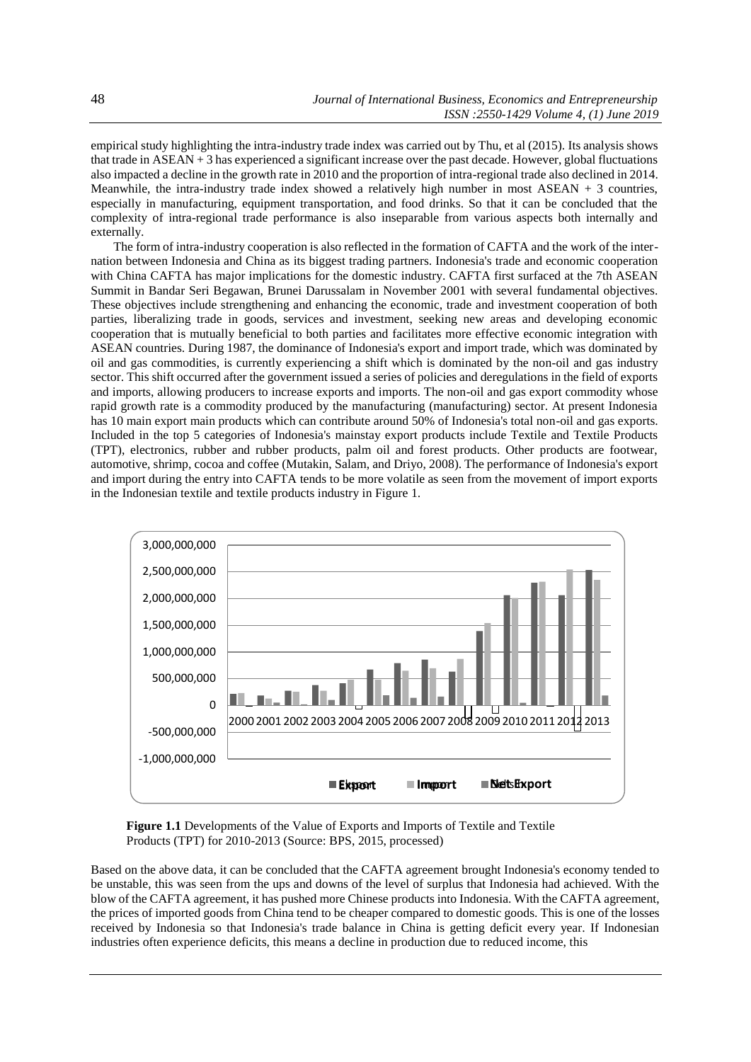empirical study highlighting the intra-industry trade index was carried out by Thu, et al (2015). Its analysis shows that trade in ASEAN + 3 has experienced a significant increase over the past decade. However, global fluctuations also impacted a decline in the growth rate in 2010 and the proportion of intra-regional trade also declined in 2014. Meanwhile, the intra-industry trade index showed a relatively high number in most ASEAN + 3 countries, especially in manufacturing, equipment transportation, and food drinks. So that it can be concluded that the complexity of intra-regional trade performance is also inseparable from various aspects both internally and externally.

The form of intra-industry cooperation is also reflected in the formation of CAFTA and the work of the inter-nation between Indonesia and China as its biggest trading partners. Indonesia's trade and economic cooperation with China CAFTA has major implications for the domestic industry. CAFTA first surfaced at the 7th ASEAN Summit in Bandar Seri Begawan, Brunei Darussalam in November 2001 with several fundamental objectives. These objectives include strengthening and enhancing the economic, trade and investment cooperation of both parties, liberalizing trade in goods, services and investment, seeking new areas and developing economic cooperation that is mutually beneficial to both parties and facilitates more effective economic integration with ASEAN countries. During 1987, the dominance of Indonesia's export and import trade, which was dominated by oil and gas commodities, is currently experiencing a shift which is dominated by the non-oil and gas industry sector. This shift occurred after the government issued a series of policies and deregulations in the field of exports and imports, allowing producers to increase exports and imports. The non-oil and gas export commodity whose rapid growth rate is a commodity produced by the manufacturing (manufacturing) sector. At present Indonesia has 10 main export main products which can contribute around 50% of Indonesia's total non-oil and gas exports. Included in the top 5 categories of Indonesia's mainstay export products include Textile and Textile Products (TPT), electronics, rubber and rubber products, palm oil and forest products. Other products are footwear, automotive, shrimp, cocoa and coffee (Mutakin, Salam, and Driyo, 2008). The performance of Indonesia's export and import during the entry into CAFTA tends to be more volatile as seen from the movement of import exports in the Indonesian textile and textile products industry in Figure 1.

**Figure 1.1** Developments of the Value of Exports and Imports of Textile and Textile Products (TPT) for 2010-2013 (Source: BPS, 2015, processed)

Based on the above data, it can be concluded that the CAFTA agreement brought Indonesia's economy tended to be unstable, this was seen from the ups and downs of the level of surplus that Indonesia had achieved. With the blow of the CAFTA agreement, it has pushed more Chinese products into Indonesia. With the CAFTA agreement, the prices of imported goods from China tend to be cheaper compared to domestic goods. This is one of the losses received by Indonesia so that Indonesia's trade balance in China is getting deficit every year. If Indonesian industries often experience deficits, this means a decline in production due to reduced income, this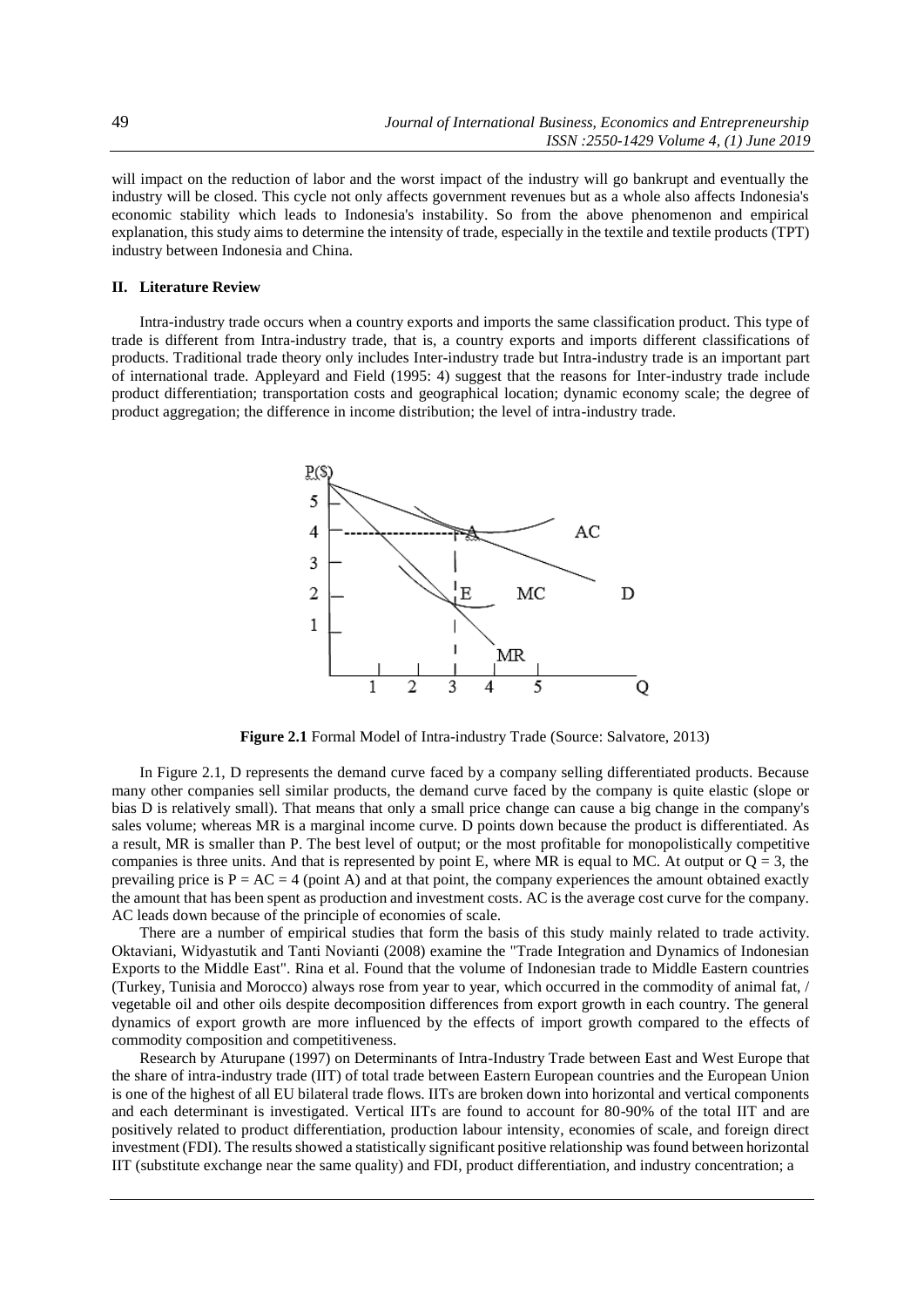will impact on the reduction of labor and the worst impact of the industry will go bankrupt and eventually the industry will be closed. This cycle not only affects government revenues but as a whole also affects Indonesia's economic stability which leads to Indonesia's instability. So from the above phenomenon and empirical explanation, this study aims to determine the intensity of trade, especially in the textile and textile products (TPT) industry between Indonesia and China.

## II. Literature Review

Intra-industry trade occurs when a country exports and imports the same classification product. This type of trade is different from Intra-industry trade, that is, a country exports and imports different classifications of products. Traditional trade theory only includes Inter-industry trade but Intra-industry trade is an important part of international trade. Appleyard and Field (1995: 4) suggest that the reasons for Inter-industry trade include product differentiation; transportation costs and geographical location; dynamic economy scale; the degree of product aggregation; the difference in income distribution; the level of intra-industry trade.

**Figure 2.1** Formal Model of Intra-industry Trade (Source: Salvatore, 2013)

In Figure 2.1, D represents the demand curve faced by a company selling differentiated products. Because many other companies sell similar products, the demand curve faced by the company is quite elastic (slope or bias D is relatively small). That means that only a small price change can cause a big change in the company's sales volume; whereas MR is a marginal income curve. D points down because the product is differentiated. As a result, MR is smaller than P. The best level of output; or the most profitable for monopolistically competitive companies is three units. And that is represented by point E, where MR is equal to MC. At output or $Q = 3$, the prevailing price is $P = AC = 4$ (point A) and at that point, the company experiences the amount obtained exactly the amount that has been spent as production and investment costs. AC is the average cost curve for the company. AC leads down because of the principle of economies of scale.

There are a number of empirical studies that form the basis of this study mainly related to trade activity. Oktaviani, Widyastutik and Tanti Novianti (2008) examine the "Trade Integration and Dynamics of Indonesian Exports to the Middle East". Rina et al. Found that the volume of Indonesian trade to Middle Eastern countries (Turkey, Tunisia and Morocco) always rose from year to year, which occurred in the commodity of animal fat, / vegetable oil and other oils despite decomposition differences from export growth in each country. The general dynamics of export growth are more influenced by the effects of import growth compared to the effects of commodity composition and competitiveness.

Research by Aturupane (1997) on Determinants of Intra-Industry Trade between East and West Europe that the share of intra-industry trade (IIT) of total trade between Eastern European countries and the European Union is one of the highest of all EU bilateral trade flows. IITs are broken down into horizontal and vertical components and each determinant is investigated. Vertical IITs are found to account for 80-90% of the total IIT and are positively related to product differentiation, production labour intensity, economies of scale, and foreign direct investment (FDI). The results showed a statistically significant positive relationship was found between horizontal IIT (substitute exchange near the same quality) and FDI, product differentiation, and industry concentration; a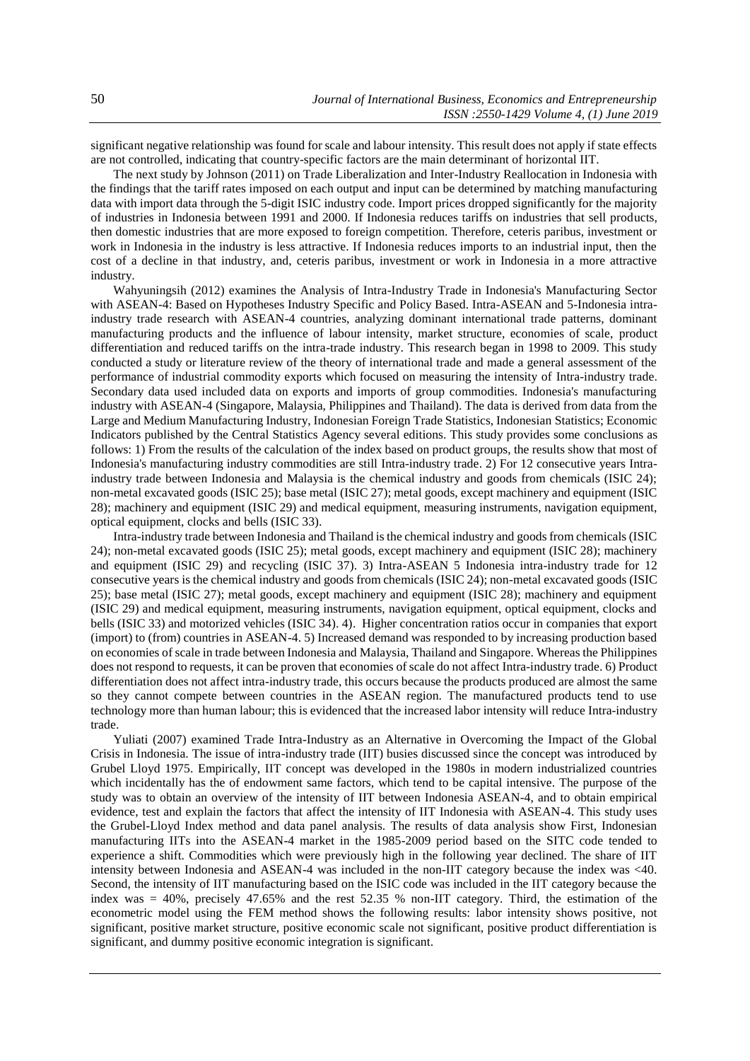significant negative relationship was found for scale and labour intensity. This result does not apply if state effects are not controlled, indicating that country-specific factors are the main determinant of horizontal IIT.

The next study by Johnson (2011) on Trade Liberalization and Inter-Industry Reallocation in Indonesia with the findings that the tariff rates imposed on each output and input can be determined by matching manufacturing data with import data through the 5-digit ISIC industry code. Import prices dropped significantly for the majority of industries in Indonesia between 1991 and 2000. If Indonesia reduces tariffs on industries that sell products, then domestic industries that are more exposed to foreign competition. Therefore, ceteris paribus, investment or work in Indonesia in the industry is less attractive. If Indonesia reduces imports to an industrial input, then the cost of a decline in that industry, and, ceteris paribus, investment or work in Indonesia in a more attractive industry.

Wahyuningsih (2012) examines the Analysis of Intra-Industry Trade in Indonesia's Manufacturing Sector with ASEAN-4: Based on Hypotheses Industry Specific and Policy Based. Intra-ASEAN and 5-Indonesia intra-industry trade research with ASEAN-4 countries, analyzing dominant international trade patterns, dominant manufacturing products and the influence of labour intensity, market structure, economies of scale, product differentiation and reduced tariffs on the intra-trade industry. This research began in 1998 to 2009. This study conducted a study or literature review of the theory of international trade and made a general assessment of the performance of industrial commodity exports which focused on measuring the intensity of Intra-industry trade. Secondary data used included data on exports and imports of group commodities. Indonesia's manufacturing industry with ASEAN-4 (Singapore, Malaysia, Philippines and Thailand). The data is derived from data from the Large and Medium Manufacturing Industry, Indonesian Foreign Trade Statistics, Indonesian Statistics; Economic Indicators published by the Central Statistics Agency several editions. This study provides some conclusions as follows: 1) From the results of the calculation of the index based on product groups, the results show that most of Indonesia's manufacturing industry commodities are still Intra-industry trade. 2) For 12 consecutive years Intra-industry trade between Indonesia and Malaysia is the chemical industry and goods from chemicals (ISIC 24); non-metal excavated goods (ISIC 25); base metal (ISIC 27); metal goods, except machinery and equipment (ISIC 28); machinery and equipment (ISIC 29) and medical equipment, measuring instruments, navigation equipment, optical equipment, clocks and bells (ISIC 33).

Intra-industry trade between Indonesia and Thailand is the chemical industry and goods from chemicals (ISIC 24); non-metal excavated goods (ISIC 25); metal goods, except machinery and equipment (ISIC 28); machinery and equipment (ISIC 29) and recycling (ISIC 37). 3) Intra-ASEAN 5 Indonesia intra-industry trade for 12 consecutive years is the chemical industry and goods from chemicals (ISIC 24); non-metal excavated goods (ISIC 25); base metal (ISIC 27); metal goods, except machinery and equipment (ISIC 28); machinery and equipment (ISIC 29) and medical equipment, measuring instruments, navigation equipment, optical equipment, clocks and bells (ISIC 33) and motorized vehicles (ISIC 34). 4). Higher concentration ratios occur in companies that export (import) to (from) countries in ASEAN-4. 5) Increased demand was responded to by increasing production based on economies of scale in trade between Indonesia and Malaysia, Thailand and Singapore. Whereas the Philippines does not respond to requests, it can be proven that economies of scale do not affect Intra-industry trade. 6) Product differentiation does not affect intra-industry trade, this occurs because the products produced are almost the same so they cannot compete between countries in the ASEAN region. The manufactured products tend to use technology more than human labour; this is evidenced that the increased labor intensity will reduce Intra-industry trade.

Yuliati (2007) examined Trade Intra-Industry as an Alternative in Overcoming the Impact of the Global Crisis in Indonesia. The issue of intra-industry trade (IIT) busies discussed since the concept was introduced by Grubel Lloyd 1975. Empirically, IIT concept was developed in the 1980s in modern industrialized countries which incidentally has the of endowment same factors, which tend to be capital intensive. The purpose of the study was to obtain an overview of the intensity of IIT between Indonesia ASEAN-4, and to obtain empirical evidence, test and explain the factors that affect the intensity of IIT Indonesia with ASEAN-4. This study uses the Grubel-Lloyd Index method and data panel analysis. The results of data analysis show First, Indonesian manufacturing IITs into the ASEAN-4 market in the 1985-2009 period based on the SITC code tended to experience a shift. Commodities which were previously high in the following year declined. The share of IIT intensity between Indonesia and ASEAN-4 was included in the non-IIT category because the index was <40. Second, the intensity of IIT manufacturing based on the ISIC code was included in the IIT category because the index was = 40%, precisely 47.65% and the rest 52.35 % non-IIT category. Third, the estimation of the econometric model using the FEM method shows the following results: labor intensity shows positive, not significant, positive market structure, positive economic scale not significant, positive product differentiation is significant, and dummy positive economic integration is significant.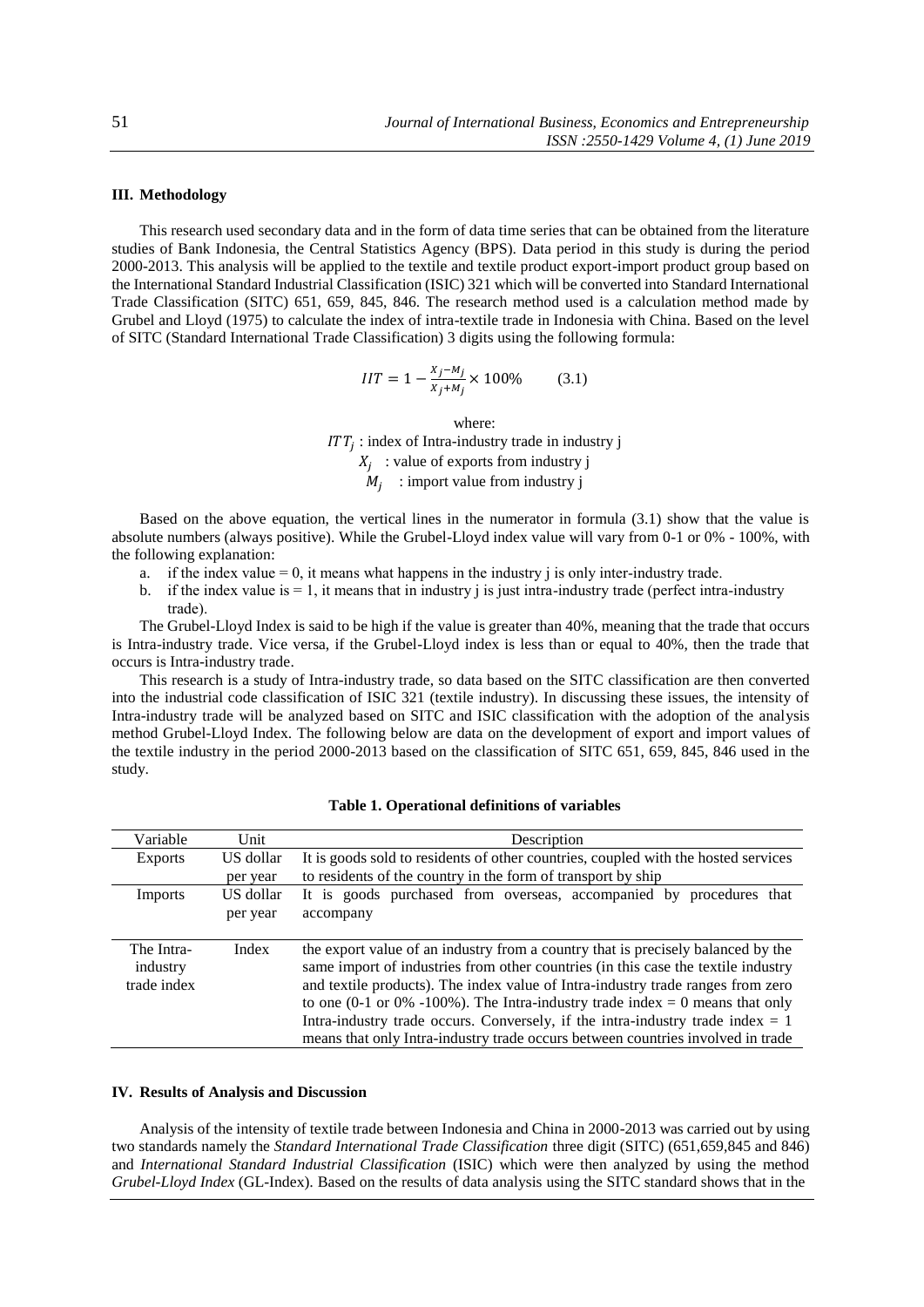## III. Methodology

This research used secondary data and in the form of data time series that can be obtained from the literature studies of Bank Indonesia, the Central Statistics Agency (BPS). Data period in this study is during the period 2000-2013. This analysis will be applied to the textile and textile product export-import product group based on the International Standard Industrial Classification (ISIC) 321 which will be converted into Standard International Trade Classification (SITC) 651, 659, 845, 846. The research method used is a calculation method made by Grubel and Lloyd (1975) to calculate the index of intra-textile trade in Indonesia with China. Based on the level of SITC (Standard International Trade Classification) 3 digits using the following formula:

$$IIT = 1 - \frac{X_j - M_j}{X_j + M_j} \times 100\% \qquad (3.1)$$

where:

$ITT_j$ : index of Intra-industry trade in industry j

$X_j$ : value of exports from industry j

$M_j$ : import value from industry j

Based on the above equation, the vertical lines in the numerator in formula (3.1) show that the value is absolute numbers (always positive). While the Grubel-Lloyd index value will vary from 0-1 or 0% - 100%, with the following explanation:

a. if the index value = 0, it means what happens in the industry j is only inter-industry trade.
b. if the index value is = 1, it means that in industry j is just intra-industry trade (perfect intra-industry trade).

The Grubel-Lloyd Index is said to be high if the value is greater than 40%, meaning that the trade that occurs is Intra-industry trade. Vice versa, if the Grubel-Lloyd index is less than or equal to 40%, then the trade that occurs is Intra-industry trade.

This research is a study of Intra-industry trade, so data based on the SITC classification are then converted into the industrial code classification of ISIC 321 (textile industry). In discussing these issues, the intensity of Intra-industry trade will be analyzed based on SITC and ISIC classification with the adoption of the analysis method Grubel-Lloyd Index. The following below are data on the development of export and import values of the textile industry in the period 2000-2013 based on the classification of SITC 651, 659, 845, 846 used in the study.

**Table 1. Operational definitions of variables**

| Variable | Unit | Description |
|---|---|---|
| Exports | US dollar per year | It is goods sold to residents of other countries, coupled with the hosted services to residents of the country in the form of transport by ship |
| Imports | US dollar per year | It is goods purchased from overseas, accompanied by procedures that accompany |
| The Intra-industry trade index | Index | the export value of an industry from a country that is precisely balanced by the same import of industries from other countries (in this case the textile industry and textile products). The index value of Intra-industry trade ranges from zero to one (0-1 or 0% -100%). The Intra-industry trade index = 0 means that only Intra-industry trade occurs. Conversely, if the intra-industry trade index = 1 means that only Intra-industry trade occurs between countries involved in trade |

## IV. Results of Analysis and Discussion

Analysis of the intensity of textile trade between Indonesia and China in 2000-2013 was carried out by using two standards namely the *Standard International Trade Classification* three digit (SITC) (651,659,845 and 846) and *International Standard Industrial Classification* (ISIC) which were then analyzed by using the method *Grubel-Lloyd Index* (GL-Index). Based on the results of data analysis using the SITC standard shows that in the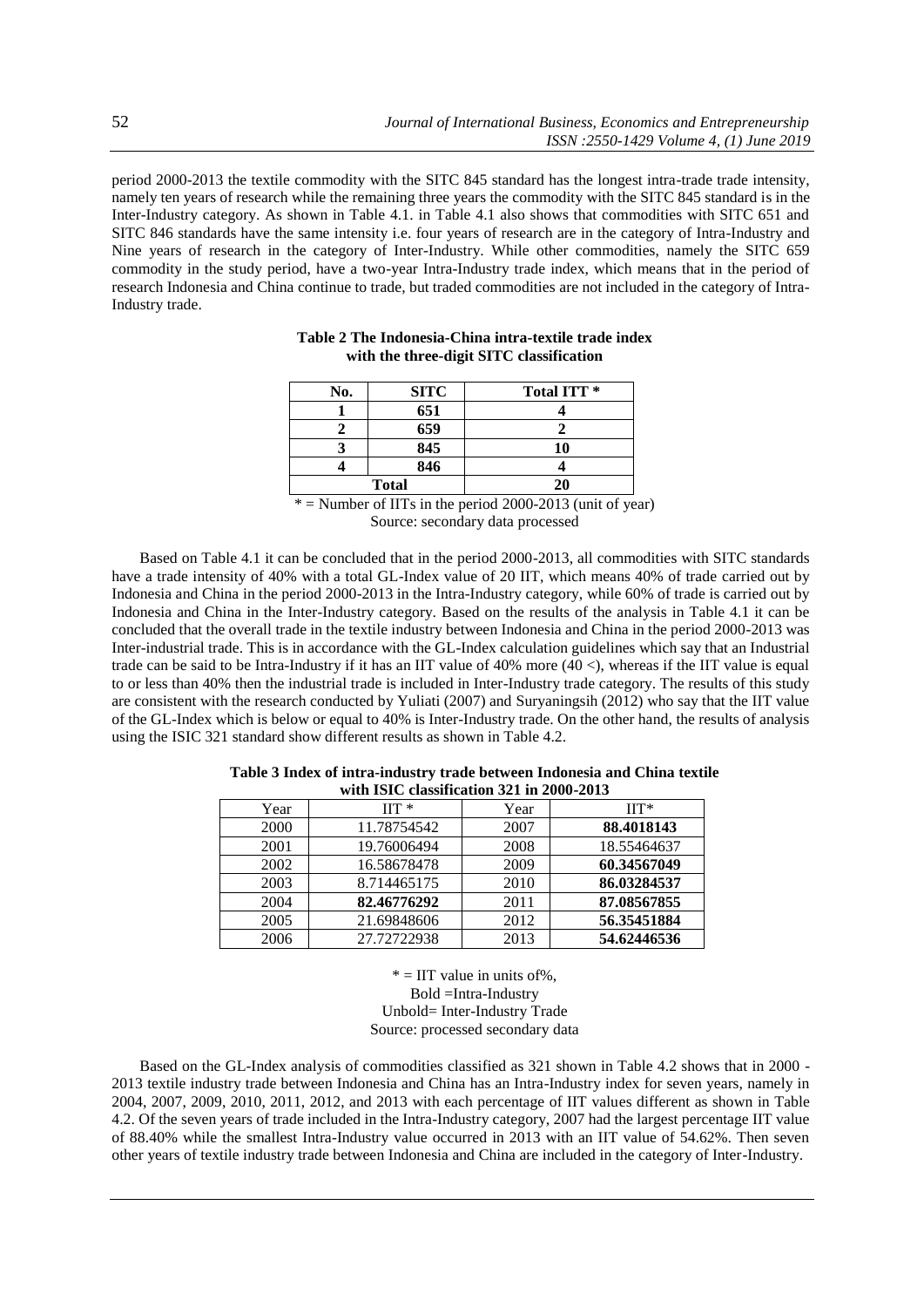period 2000-2013 the textile commodity with the SITC 845 standard has the longest intra-trade trade intensity, namely ten years of research while the remaining three years the commodity with the SITC 845 standard is in the Inter-Industry category. As shown in Table 4.1. in Table 4.1 also shows that commodities with SITC 651 and SITC 846 standards have the same intensity i.e. four years of research are in the category of Intra-Industry and Nine years of research in the category of Inter-Industry. While other commodities, namely the SITC 659 commodity in the study period, have a two-year Intra-Industry trade index, which means that in the period of research Indonesia and China continue to trade, but traded commodities are not included in the category of Intra-Industry trade.

**Table 2 The Indonesia-China intra-textile trade index with the three-digit SITC classification**

| No. | SITC | Total ITT * |
|---|---|---|
| 1 | 651 | 4 |
| 2 | 659 | 2 |
| 3 | 845 | 10 |
| 4 | 846 | 4 |
| Total | | 20 |

* = Number of IITs in the period 2000-2013 (unit of year)
Source: secondary data processed

Based on Table 4.1 it can be concluded that in the period 2000-2013, all commodities with SITC standards have a trade intensity of 40% with a total GL-Index value of 20 IIT, which means 40% of trade carried out by Indonesia and China in the period 2000-2013 in the Intra-Industry category, while 60% of trade is carried out by Indonesia and China in the Inter-Industry category. Based on the results of the analysis in Table 4.1 it can be concluded that the overall trade in the textile industry between Indonesia and China in the period 2000-2013 was Inter-industrial trade. This is in accordance with the GL-Index calculation guidelines which say that an Industrial trade can be said to be Intra-Industry if it has an IIT value of 40% more (40 <), whereas if the IIT value is equal to or less than 40% then the industrial trade is included in Inter-Industry trade category. The results of this study are consistent with the research conducted by Yuliati (2007) and Suryaningsih (2012) who say that the IIT value of the GL-Index which is below or equal to 40% is Inter-Industry trade. On the other hand, the results of analysis using the ISIC 321 standard show different results as shown in Table 4.2.

**Table 3 Index of intra-industry trade between Indonesia and China textile with ISIC classification 321 in 2000-2013**

| Year | IIT * | Year | IIT* |
|---|---|---|---|
| 2000 | 11.78754542 | 2007 | **88.4018143** |
| 2001 | 19.76006494 | 2008 | 18.55464637 |
| 2002 | 16.58678478 | 2009 | **60.34567049** |
| 2003 | 8.714465175 | 2010 | **86.03284537** |
| 2004 | **82.46776292** | 2011 | **87.08567855** |
| 2005 | 21.69848606 | 2012 | **56.35451884** |
| 2006 | 27.72722938 | 2013 | **54.62446536** |

* = IIT value in units of%,
Bold =Intra-Industry
Unbold= Inter-Industry Trade
Source: processed secondary data

Based on the GL-Index analysis of commodities classified as 321 shown in Table 4.2 shows that in 2000 - 2013 textile industry trade between Indonesia and China has an Intra-Industry index for seven years, namely in 2004, 2007, 2009, 2010, 2011, 2012, and 2013 with each percentage of IIT values different as shown in Table 4.2. Of the seven years of trade included in the Intra-Industry category, 2007 had the largest percentage IIT value of 88.40% while the smallest Intra-Industry value occurred in 2013 with an IIT value of 54.62%. Then seven other years of textile industry trade between Indonesia and China are included in the category of Inter-Industry.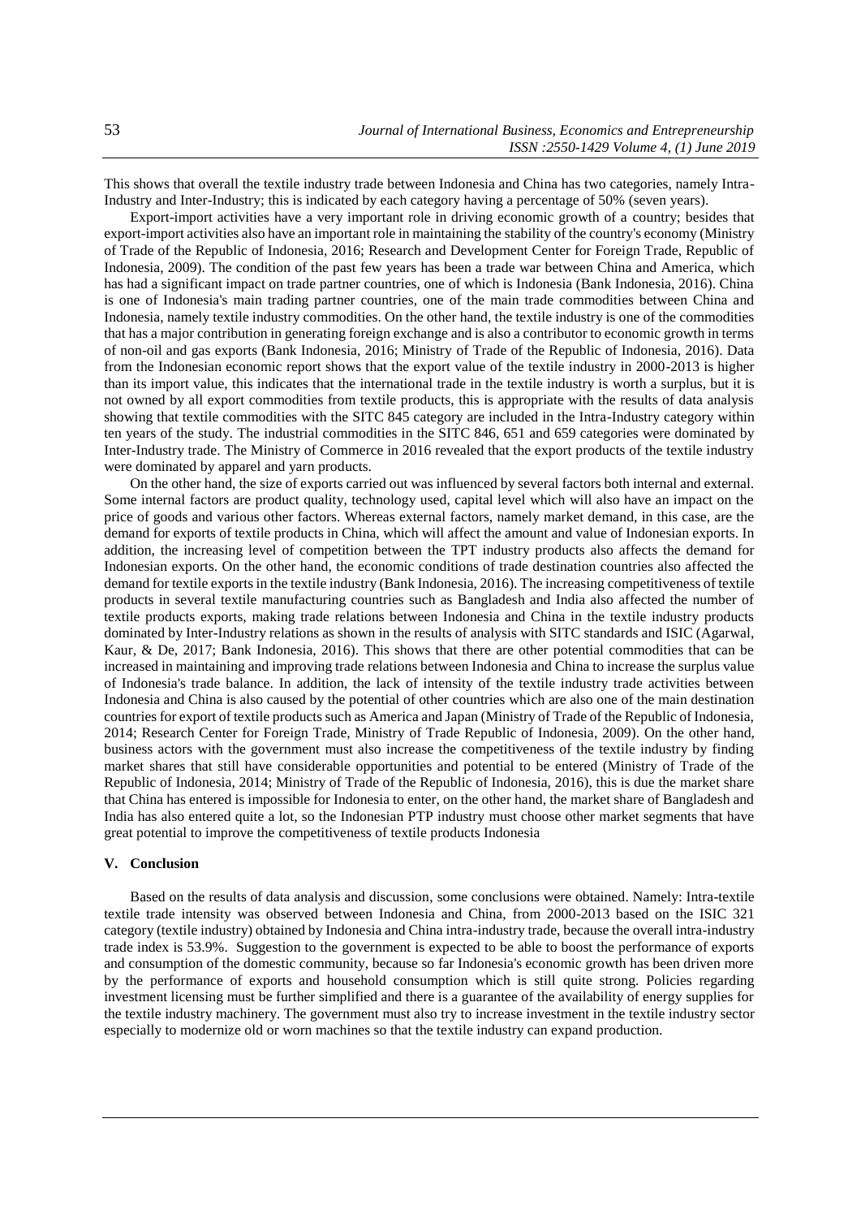This shows that overall the textile industry trade between Indonesia and China has two categories, namely Intra-Industry and Inter-Industry; this is indicated by each category having a percentage of 50% (seven years).

Export-import activities have a very important role in driving economic growth of a country; besides that export-import activities also have an important role in maintaining the stability of the country's economy (Ministry of Trade of the Republic of Indonesia, 2016; Research and Development Center for Foreign Trade, Republic of Indonesia, 2009). The condition of the past few years has been a trade war between China and America, which has had a significant impact on trade partner countries, one of which is Indonesia (Bank Indonesia, 2016). China is one of Indonesia's main trading partner countries, one of the main trade commodities between China and Indonesia, namely textile industry commodities. On the other hand, the textile industry is one of the commodities that has a major contribution in generating foreign exchange and is also a contributor to economic growth in terms of non-oil and gas exports (Bank Indonesia, 2016; Ministry of Trade of the Republic of Indonesia, 2016). Data from the Indonesian economic report shows that the export value of the textile industry in 2000-2013 is higher than its import value, this indicates that the international trade in the textile industry is worth a surplus, but it is not owned by all export commodities from textile products, this is appropriate with the results of data analysis showing that textile commodities with the SITC 845 category are included in the Intra-Industry category within ten years of the study. The industrial commodities in the SITC 846, 651 and 659 categories were dominated by Inter-Industry trade. The Ministry of Commerce in 2016 revealed that the export products of the textile industry were dominated by apparel and yarn products.

On the other hand, the size of exports carried out was influenced by several factors both internal and external. Some internal factors are product quality, technology used, capital level which will also have an impact on the price of goods and various other factors. Whereas external factors, namely market demand, in this case, are the demand for exports of textile products in China, which will affect the amount and value of Indonesian exports. In addition, the increasing level of competition between the TPT industry products also affects the demand for Indonesian exports. On the other hand, the economic conditions of trade destination countries also affected the demand for textile exports in the textile industry (Bank Indonesia, 2016). The increasing competitiveness of textile products in several textile manufacturing countries such as Bangladesh and India also affected the number of textile products exports, making trade relations between Indonesia and China in the textile industry products dominated by Inter-Industry relations as shown in the results of analysis with SITC standards and ISIC (Agarwal, Kaur, & De, 2017; Bank Indonesia, 2016). This shows that there are other potential commodities that can be increased in maintaining and improving trade relations between Indonesia and China to increase the surplus value of Indonesia's trade balance. In addition, the lack of intensity of the textile industry trade activities between Indonesia and China is also caused by the potential of other countries which are also one of the main destination countries for export of textile products such as America and Japan (Ministry of Trade of the Republic of Indonesia, 2014; Research Center for Foreign Trade, Ministry of Trade Republic of Indonesia, 2009). On the other hand, business actors with the government must also increase the competitiveness of the textile industry by finding market shares that still have considerable opportunities and potential to be entered (Ministry of Trade of the Republic of Indonesia, 2014; Ministry of Trade of the Republic of Indonesia, 2016), this is due the market share that China has entered is impossible for Indonesia to enter, on the other hand, the market share of Bangladesh and India has also entered quite a lot, so the Indonesian PTP industry must choose other market segments that have great potential to improve the competitiveness of textile products Indonesia

## V. Conclusion

Based on the results of data analysis and discussion, some conclusions were obtained. Namely: Intra-textile textile trade intensity was observed between Indonesia and China, from 2000-2013 based on the ISIC 321 category (textile industry) obtained by Indonesia and China intra-industry trade, because the overall intra-industry trade index is 53.9%. Suggestion to the government is expected to be able to boost the performance of exports and consumption of the domestic community, because so far Indonesia's economic growth has been driven more by the performance of exports and household consumption which is still quite strong. Policies regarding investment licensing must be further simplified and there is a guarantee of the availability of energy supplies for the textile industry machinery. The government must also try to increase investment in the textile industry sector especially to modernize old or worn machines so that the textile industry can expand production.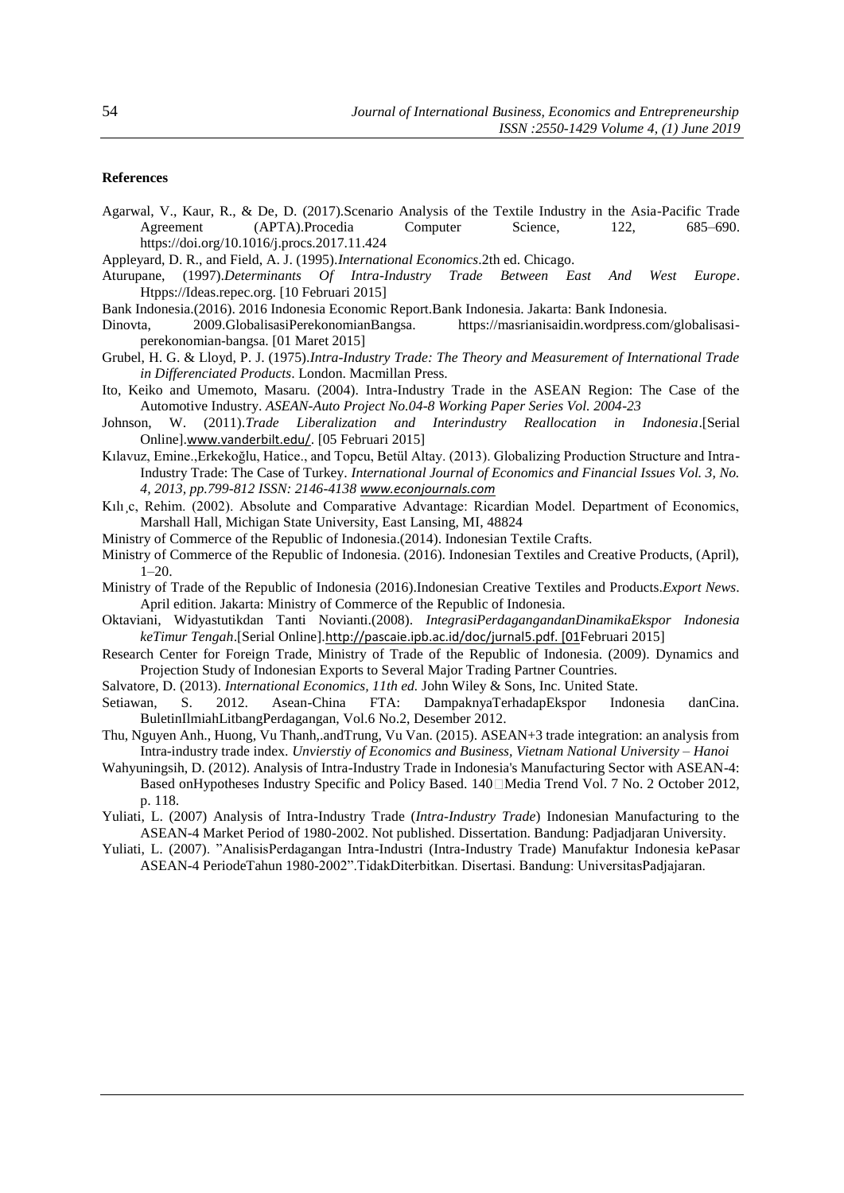**References**

Agarwal, V., Kaur, R., & De, D. (2017).Scenario Analysis of the Textile Industry in the Asia-Pacific Trade Agreement (APTA).Procedia Computer Science, 122, 685–690. https://doi.org/10.1016/j.procs.2017.11.424

Appleyard, D. R., and Field, A. J. (1995).*International Economics*.2th ed. Chicago.

Aturupane, (1997).*Determinants Of Intra-Industry Trade Between East And West Europe*. Htpps://Ideas.repec.org. [10 Februari 2015]

Bank Indonesia.(2016). 2016 Indonesia Economic Report.Bank Indonesia. Jakarta: Bank Indonesia.

Dinovta, 2009.GlobalisasiPerekonomianBangsa. https://masrianisaidin.wordpress.com/globalisasi-perekonomian-bangsa. [01 Maret 2015]

Grubel, H. G. & Lloyd, P. J. (1975).*Intra-Industry Trade: The Theory and Measurement of International Trade in Differenciated Products*. London. Macmillan Press.

Ito, Keiko and Umemoto, Masaru. (2004). Intra-Industry Trade in the ASEAN Region: The Case of the Automotive Industry. *ASEAN-Auto Project No.04-8 Working Paper Series Vol. 2004-23*

Johnson, W. (2011).*Trade Liberalization and Interindustry Reallocation in Indonesia*.[Serial Online].www.vanderbilt.edu/. [05 Februari 2015]

Kılavuz, Emine.,Erkekoğlu, Hatice., and Topcu, Betül Altay. (2013). Globalizing Production Structure and Intra-Industry Trade: The Case of Turkey. *International Journal of Economics and Financial Issues Vol. 3, No. 4, 2013, pp.799-812 ISSN: 2146-4138 www.econjournals.com*

Kılı¸c, Rehim. (2002). Absolute and Comparative Advantage: Ricardian Model. Department of Economics, Marshall Hall, Michigan State University, East Lansing, MI, 48824

Ministry of Commerce of the Republic of Indonesia.(2014). Indonesian Textile Crafts.

Ministry of Commerce of the Republic of Indonesia. (2016). Indonesian Textiles and Creative Products, (April), 1–20.

Ministry of Trade of the Republic of Indonesia (2016).Indonesian Creative Textiles and Products.*Export News*. April edition. Jakarta: Ministry of Commerce of the Republic of Indonesia.

Oktaviani, Widyastutikdan Tanti Novianti.(2008). *IntegrasiPerdagangandanDinamikaEkspor Indonesia keTimur Tengah*.[Serial Online].http://pascaie.ipb.ac.id/doc/jurnal5.pdf. [01Februari 2015]

Research Center for Foreign Trade, Ministry of Trade of the Republic of Indonesia. (2009). Dynamics and Projection Study of Indonesian Exports to Several Major Trading Partner Countries.

Salvatore, D. (2013). *International Economics, 11th ed.* John Wiley & Sons, Inc. United State.

Setiawan, S. 2012. Asean-China FTA: DampaknyaTerhadapEkspor Indonesia danCina. BuletinIlmiahLitbangPerdagangan, Vol.6 No.2, Desember 2012.

Thu, Nguyen Anh., Huong, Vu Thanh,.andTrung, Vu Van. (2015). ASEAN+3 trade integration: an analysis from Intra-industry trade index. *Unvierstiy of Economics and Business, Vietnam National University – Hanoi*

Wahyuningsih, D. (2012). Analysis of Intra-Industry Trade in Indonesia's Manufacturing Sector with ASEAN-4: Based onHypotheses Industry Specific and Policy Based. 140 Media Trend Vol. 7 No. 2 October 2012, p. 118.

Yuliati, L. (2007) Analysis of Intra-Industry Trade (*Intra-Industry Trade*) Indonesian Manufacturing to the ASEAN-4 Market Period of 1980-2002. Not published. Dissertation. Bandung: Padjadjaran University.

Yuliati, L. (2007). "AnalisisPerdagangan Intra-Industri (Intra-Industry Trade) Manufaktur Indonesia kePasar ASEAN-4 PeriodeTahun 1980-2002".TidakDiterbitkan. Disertasi. Bandung: UniversitasPadjajaran.